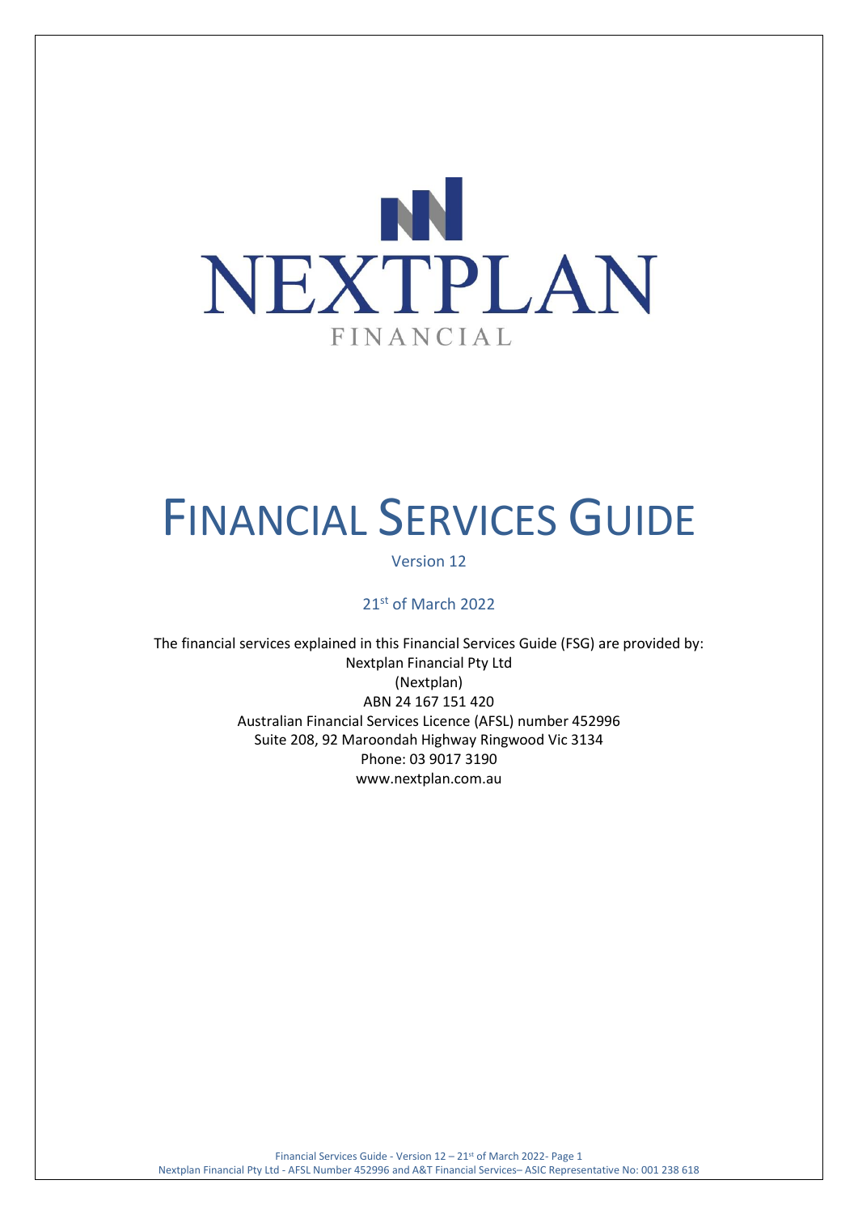NEXTPLAN

FINANCIAL

# FINANCIAL SERVICES GUIDE

Version 12

21st of March 2022

The financial services explained in this Financial Services Guide (FSG) are provided by:
Nextplan Financial Pty Ltd
(Nextplan)
ABN 24 167 151 420
Australian Financial Services Licence (AFSL) number 452996
Suite 208, 92 Maroondah Highway Ringwood Vic 3134
Phone: 03 9017 3190
www.nextplan.com.au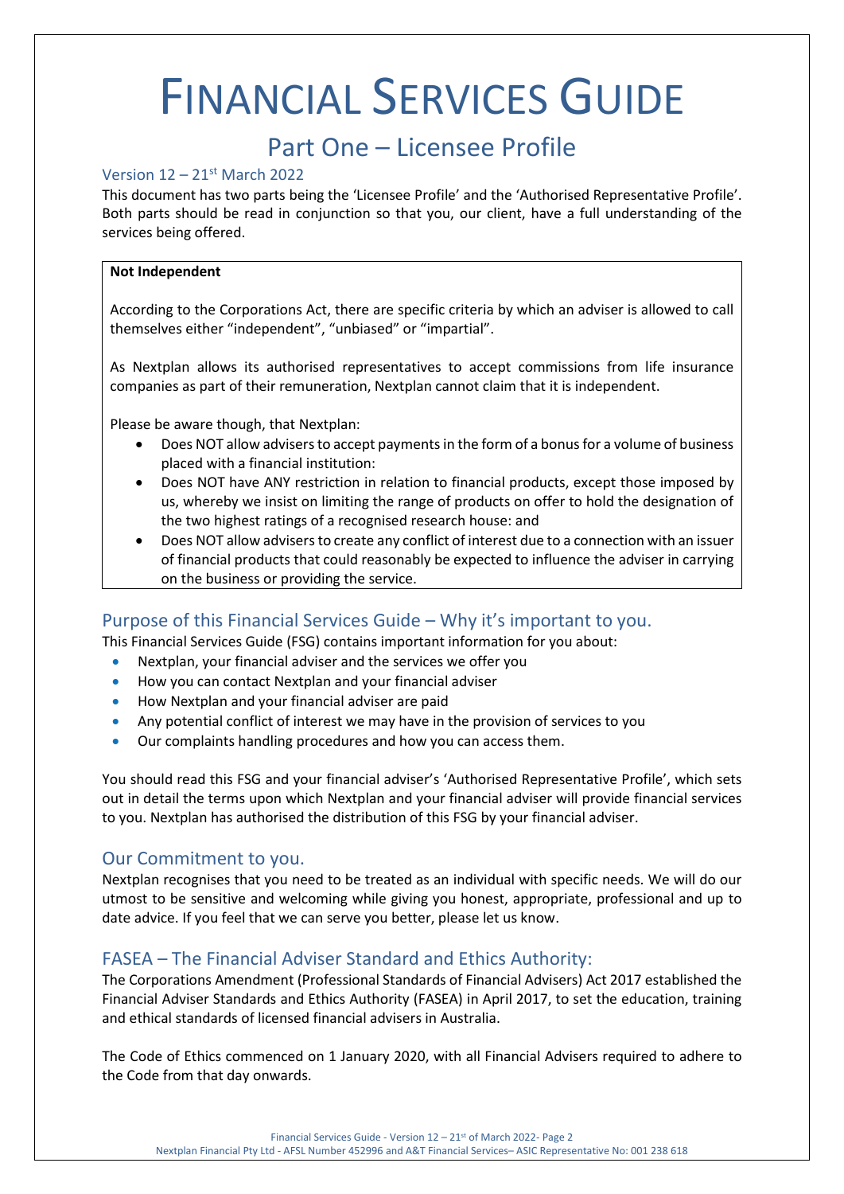# FINANCIAL SERVICES GUIDE

## Part One – Licensee Profile

### Version 12 – 21st March 2022

This document has two parts being the 'Licensee Profile' and the 'Authorised Representative Profile'. Both parts should be read in conjunction so that you, our client, have a full understanding of the services being offered.

**Not Independent**

According to the Corporations Act, there are specific criteria by which an adviser is allowed to call themselves either "independent", "unbiased" or "impartial".

As Nextplan allows its authorised representatives to accept commissions from life insurance companies as part of their remuneration, Nextplan cannot claim that it is independent.

Please be aware though, that Nextplan:

- Does NOT allow advisers to accept payments in the form of a bonus for a volume of business placed with a financial institution:
- Does NOT have ANY restriction in relation to financial products, except those imposed by us, whereby we insist on limiting the range of products on offer to hold the designation of the two highest ratings of a recognised research house: and
- Does NOT allow advisers to create any conflict of interest due to a connection with an issuer of financial products that could reasonably be expected to influence the adviser in carrying on the business or providing the service.

## Purpose of this Financial Services Guide – Why it's important to you.

This Financial Services Guide (FSG) contains important information for you about:

- Nextplan, your financial adviser and the services we offer you
- How you can contact Nextplan and your financial adviser
- How Nextplan and your financial adviser are paid
- Any potential conflict of interest we may have in the provision of services to you
- Our complaints handling procedures and how you can access them.

You should read this FSG and your financial adviser's 'Authorised Representative Profile', which sets out in detail the terms upon which Nextplan and your financial adviser will provide financial services to you. Nextplan has authorised the distribution of this FSG by your financial adviser.

## Our Commitment to you.

Nextplan recognises that you need to be treated as an individual with specific needs. We will do our utmost to be sensitive and welcoming while giving you honest, appropriate, professional and up to date advice. If you feel that we can serve you better, please let us know.

## FASEA – The Financial Adviser Standard and Ethics Authority:

The Corporations Amendment (Professional Standards of Financial Advisers) Act 2017 established the Financial Adviser Standards and Ethics Authority (FASEA) in April 2017, to set the education, training and ethical standards of licensed financial advisers in Australia.

The Code of Ethics commenced on 1 January 2020, with all Financial Advisers required to adhere to the Code from that day onwards.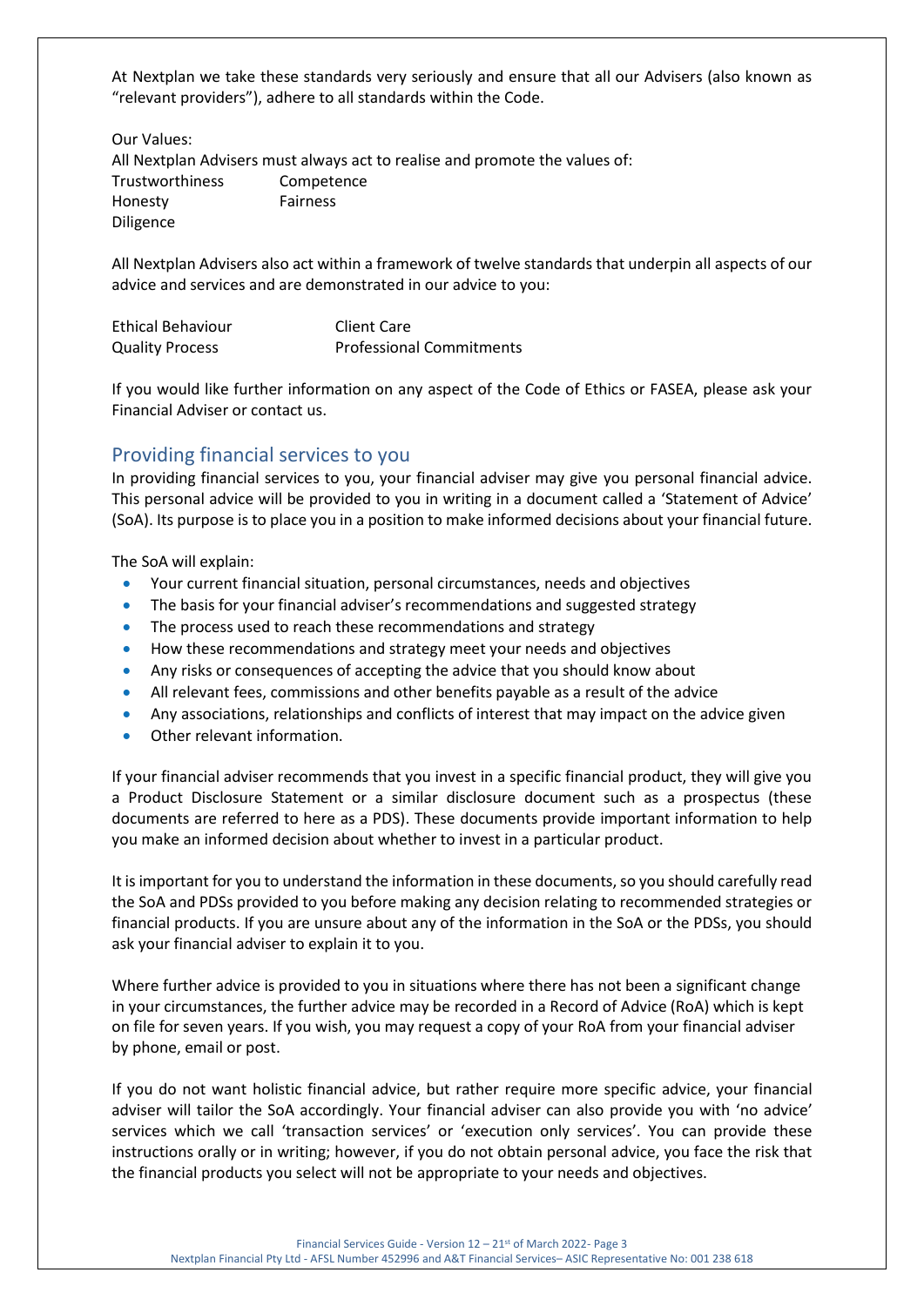At Nextplan we take these standards very seriously and ensure that all our Advisers (also known as "relevant providers"), adhere to all standards within the Code.

Our Values:
All Nextplan Advisers must always act to realise and promote the values of:

| | |
|---|---|
| Trustworthiness | Competence |
| Honesty | Fairness |
| Diligence | |

All Nextplan Advisers also act within a framework of twelve standards that underpin all aspects of our advice and services and are demonstrated in our advice to you:

| | |
|---|---|
| Ethical Behaviour | Client Care |
| Quality Process | Professional Commitments |

If you would like further information on any aspect of the Code of Ethics or FASEA, please ask your Financial Adviser or contact us.

## Providing financial services to you

In providing financial services to you, your financial adviser may give you personal financial advice. This personal advice will be provided to you in writing in a document called a 'Statement of Advice' (SoA). Its purpose is to place you in a position to make informed decisions about your financial future.

The SoA will explain:

- Your current financial situation, personal circumstances, needs and objectives
- The basis for your financial adviser's recommendations and suggested strategy
- The process used to reach these recommendations and strategy
- How these recommendations and strategy meet your needs and objectives
- Any risks or consequences of accepting the advice that you should know about
- All relevant fees, commissions and other benefits payable as a result of the advice
- Any associations, relationships and conflicts of interest that may impact on the advice given
- Other relevant information.

If your financial adviser recommends that you invest in a specific financial product, they will give you a Product Disclosure Statement or a similar disclosure document such as a prospectus (these documents are referred to here as a PDS). These documents provide important information to help you make an informed decision about whether to invest in a particular product.

It is important for you to understand the information in these documents, so you should carefully read the SoA and PDSs provided to you before making any decision relating to recommended strategies or financial products. If you are unsure about any of the information in the SoA or the PDSs, you should ask your financial adviser to explain it to you.

Where further advice is provided to you in situations where there has not been a significant change in your circumstances, the further advice may be recorded in a Record of Advice (RoA) which is kept on file for seven years. If you wish, you may request a copy of your RoA from your financial adviser by phone, email or post.

If you do not want holistic financial advice, but rather require more specific advice, your financial adviser will tailor the SoA accordingly. Your financial adviser can also provide you with 'no advice' services which we call 'transaction services' or 'execution only services'. You can provide these instructions orally or in writing; however, if you do not obtain personal advice, you face the risk that the financial products you select will not be appropriate to your needs and objectives.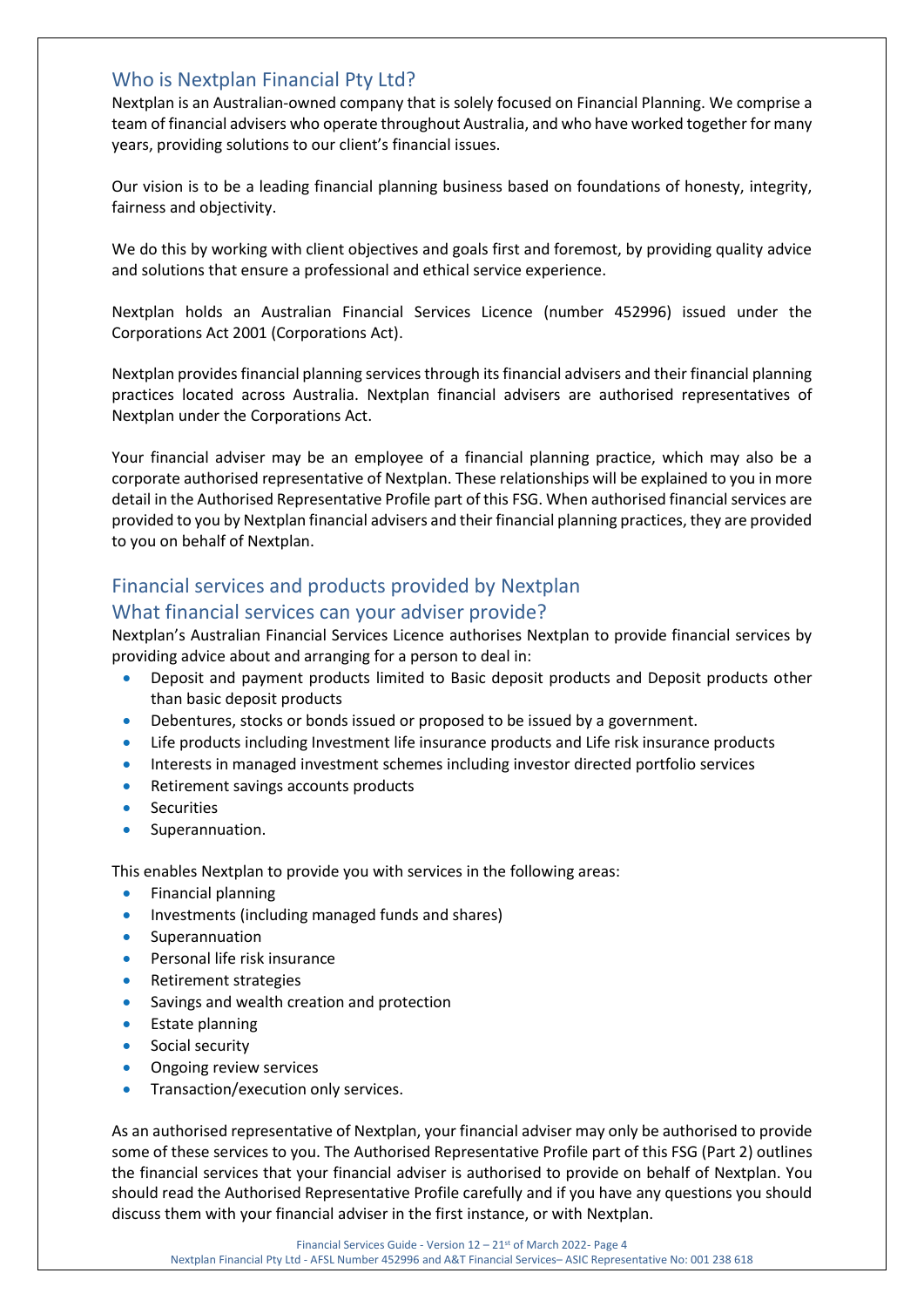## Who is Nextplan Financial Pty Ltd?

Nextplan is an Australian-owned company that is solely focused on Financial Planning. We comprise a team of financial advisers who operate throughout Australia, and who have worked together for many years, providing solutions to our client's financial issues.

Our vision is to be a leading financial planning business based on foundations of honesty, integrity, fairness and objectivity.

We do this by working with client objectives and goals first and foremost, by providing quality advice and solutions that ensure a professional and ethical service experience.

Nextplan holds an Australian Financial Services Licence (number 452996) issued under the Corporations Act 2001 (Corporations Act).

Nextplan provides financial planning services through its financial advisers and their financial planning practices located across Australia. Nextplan financial advisers are authorised representatives of Nextplan under the Corporations Act.

Your financial adviser may be an employee of a financial planning practice, which may also be a corporate authorised representative of Nextplan. These relationships will be explained to you in more detail in the Authorised Representative Profile part of this FSG. When authorised financial services are provided to you by Nextplan financial advisers and their financial planning practices, they are provided to you on behalf of Nextplan.

## Financial services and products provided by Nextplan

## What financial services can your adviser provide?

Nextplan's Australian Financial Services Licence authorises Nextplan to provide financial services by providing advice about and arranging for a person to deal in:

- Deposit and payment products limited to Basic deposit products and Deposit products other than basic deposit products
- Debentures, stocks or bonds issued or proposed to be issued by a government.
- Life products including Investment life insurance products and Life risk insurance products
- Interests in managed investment schemes including investor directed portfolio services
- Retirement savings accounts products
- Securities
- Superannuation.

This enables Nextplan to provide you with services in the following areas:

- Financial planning
- Investments (including managed funds and shares)
- Superannuation
- Personal life risk insurance
- Retirement strategies
- Savings and wealth creation and protection
- Estate planning
- Social security
- Ongoing review services
- Transaction/execution only services.

As an authorised representative of Nextplan, your financial adviser may only be authorised to provide some of these services to you. The Authorised Representative Profile part of this FSG (Part 2) outlines the financial services that your financial adviser is authorised to provide on behalf of Nextplan. You should read the Authorised Representative Profile carefully and if you have any questions you should discuss them with your financial adviser in the first instance, or with Nextplan.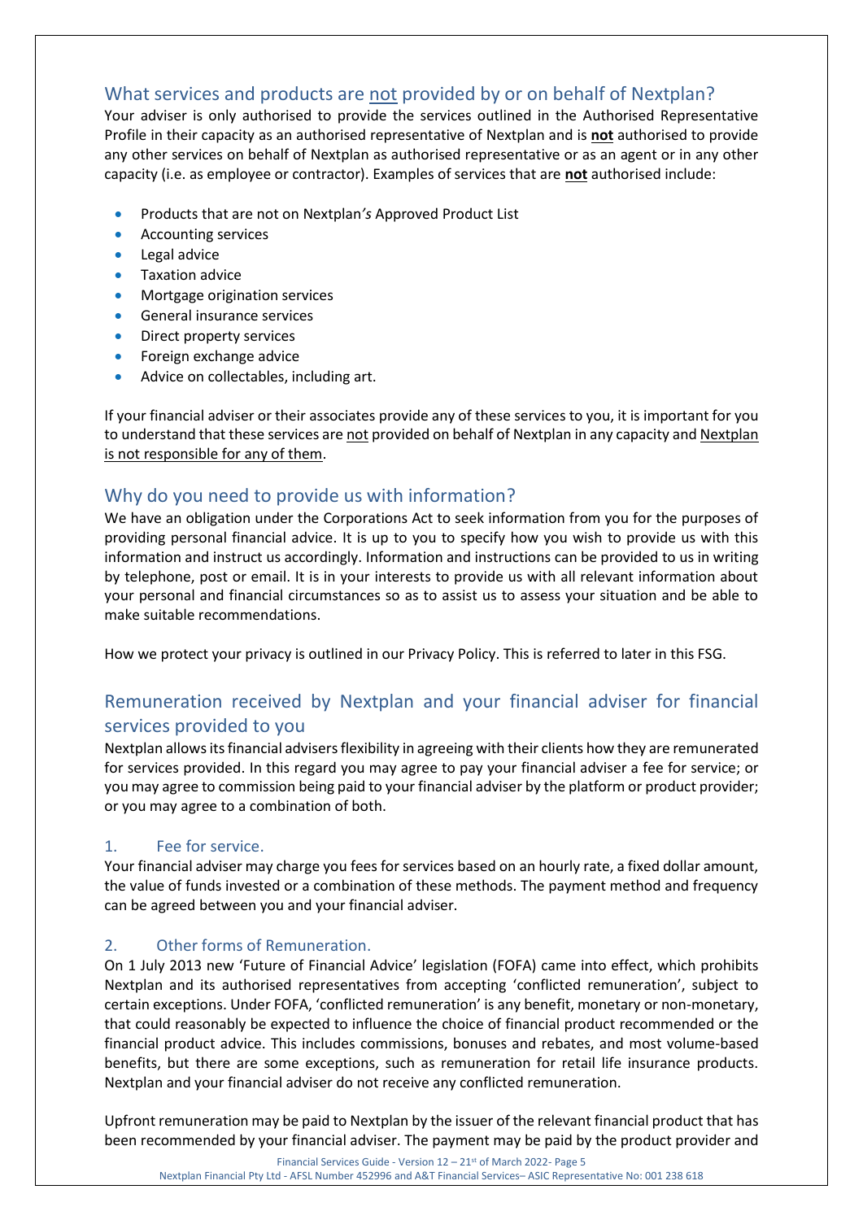## What services and products are not provided by or on behalf of Nextplan?

Your adviser is only authorised to provide the services outlined in the Authorised Representative Profile in their capacity as an authorised representative of Nextplan and is **not** authorised to provide any other services on behalf of Nextplan as authorised representative or as an agent or in any other capacity (i.e. as employee or contractor). Examples of services that are **not** authorised include:

- Products that are not on Nextplan*'s* Approved Product List
- Accounting services
- Legal advice
- Taxation advice
- Mortgage origination services
- General insurance services
- Direct property services
- Foreign exchange advice
- Advice on collectables, including art.

If your financial adviser or their associates provide any of these services to you, it is important for you to understand that these services are not provided on behalf of Nextplan in any capacity and Nextplan is not responsible for any of them.

## Why do you need to provide us with information?

We have an obligation under the Corporations Act to seek information from you for the purposes of providing personal financial advice. It is up to you to specify how you wish to provide us with this information and instruct us accordingly. Information and instructions can be provided to us in writing by telephone, post or email. It is in your interests to provide us with all relevant information about your personal and financial circumstances so as to assist us to assess your situation and be able to make suitable recommendations.

How we protect your privacy is outlined in our Privacy Policy. This is referred to later in this FSG.

## Remuneration received by Nextplan and your financial adviser for financial services provided to you

Nextplan allows its financial advisers flexibility in agreeing with their clients how they are remunerated for services provided. In this regard you may agree to pay your financial adviser a fee for service; or you may agree to commission being paid to your financial adviser by the platform or product provider; or you may agree to a combination of both.

### 1. Fee for service.

Your financial adviser may charge you fees for services based on an hourly rate, a fixed dollar amount, the value of funds invested or a combination of these methods. The payment method and frequency can be agreed between you and your financial adviser.

### 2. Other forms of Remuneration.

On 1 July 2013 new 'Future of Financial Advice' legislation (FOFA) came into effect, which prohibits Nextplan and its authorised representatives from accepting 'conflicted remuneration', subject to certain exceptions. Under FOFA, 'conflicted remuneration' is any benefit, monetary or non-monetary, that could reasonably be expected to influence the choice of financial product recommended or the financial product advice. This includes commissions, bonuses and rebates, and most volume-based benefits, but there are some exceptions, such as remuneration for retail life insurance products. Nextplan and your financial adviser do not receive any conflicted remuneration.

Upfront remuneration may be paid to Nextplan by the issuer of the relevant financial product that has been recommended by your financial adviser. The payment may be paid by the product provider and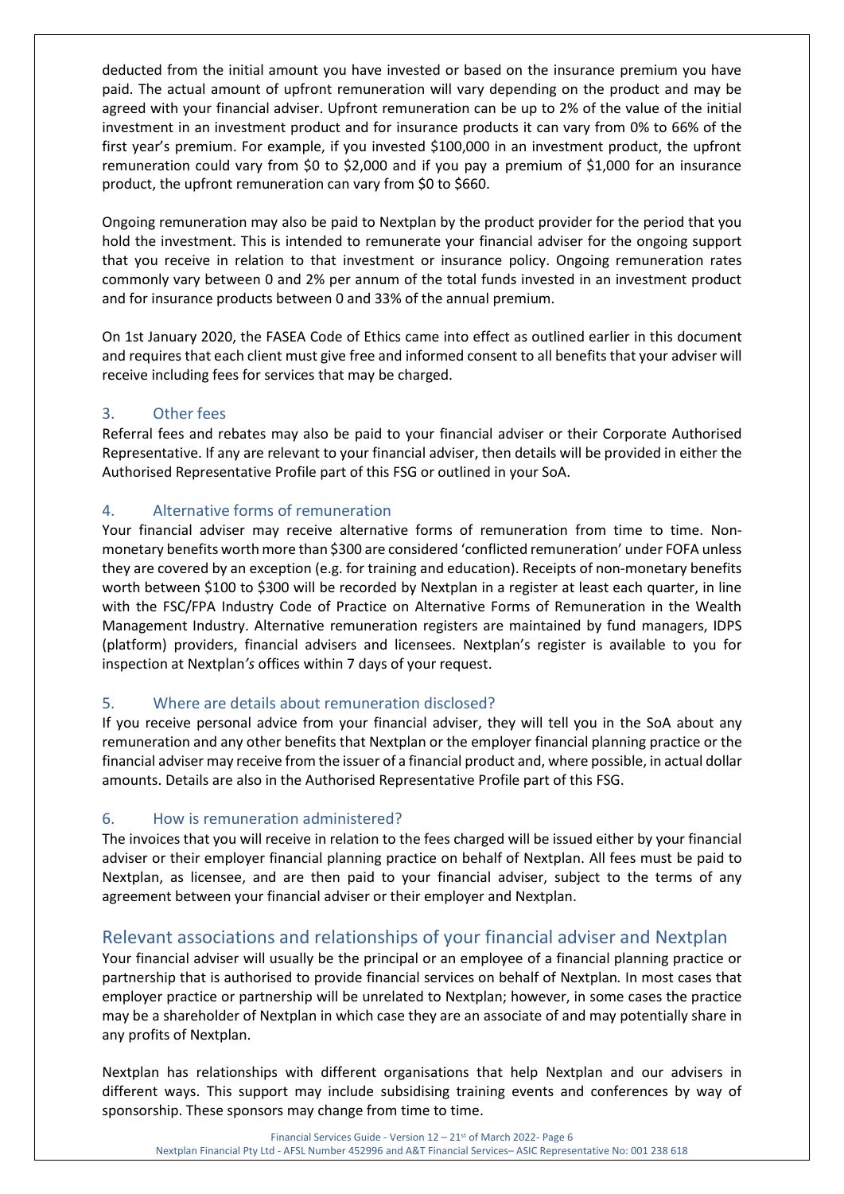deducted from the initial amount you have invested or based on the insurance premium you have paid. The actual amount of upfront remuneration will vary depending on the product and may be agreed with your financial adviser. Upfront remuneration can be up to 2% of the value of the initial investment in an investment product and for insurance products it can vary from 0% to 66% of the first year's premium. For example, if you invested $100,000 in an investment product, the upfront remuneration could vary from $0 to $2,000 and if you pay a premium of $1,000 for an insurance product, the upfront remuneration can vary from $0 to $660.

Ongoing remuneration may also be paid to Nextplan by the product provider for the period that you hold the investment. This is intended to remunerate your financial adviser for the ongoing support that you receive in relation to that investment or insurance policy. Ongoing remuneration rates commonly vary between 0 and 2% per annum of the total funds invested in an investment product and for insurance products between 0 and 33% of the annual premium.

On 1st January 2020, the FASEA Code of Ethics came into effect as outlined earlier in this document and requires that each client must give free and informed consent to all benefits that your adviser will receive including fees for services that may be charged.

### 3. Other fees

Referral fees and rebates may also be paid to your financial adviser or their Corporate Authorised Representative. If any are relevant to your financial adviser, then details will be provided in either the Authorised Representative Profile part of this FSG or outlined in your SoA.

### 4. Alternative forms of remuneration

Your financial adviser may receive alternative forms of remuneration from time to time. Non-monetary benefits worth more than $300 are considered 'conflicted remuneration' under FOFA unless they are covered by an exception (e.g. for training and education). Receipts of non-monetary benefits worth between $100 to $300 will be recorded by Nextplan in a register at least each quarter, in line with the FSC/FPA Industry Code of Practice on Alternative Forms of Remuneration in the Wealth Management Industry. Alternative remuneration registers are maintained by fund managers, IDPS (platform) providers, financial advisers and licensees. Nextplan's register is available to you for inspection at Nextplan*'s* offices within 7 days of your request.

### 5. Where are details about remuneration disclosed?

If you receive personal advice from your financial adviser, they will tell you in the SoA about any remuneration and any other benefits that Nextplan or the employer financial planning practice or the financial adviser may receive from the issuer of a financial product and, where possible, in actual dollar amounts. Details are also in the Authorised Representative Profile part of this FSG.

### 6. How is remuneration administered?

The invoices that you will receive in relation to the fees charged will be issued either by your financial adviser or their employer financial planning practice on behalf of Nextplan. All fees must be paid to Nextplan, as licensee, and are then paid to your financial adviser, subject to the terms of any agreement between your financial adviser or their employer and Nextplan.

## Relevant associations and relationships of your financial adviser and Nextplan

Your financial adviser will usually be the principal or an employee of a financial planning practice or partnership that is authorised to provide financial services on behalf of Nextplan*.* In most cases that employer practice or partnership will be unrelated to Nextplan; however, in some cases the practice may be a shareholder of Nextplan in which case they are an associate of and may potentially share in any profits of Nextplan.

Nextplan has relationships with different organisations that help Nextplan and our advisers in different ways. This support may include subsidising training events and conferences by way of sponsorship. These sponsors may change from time to time.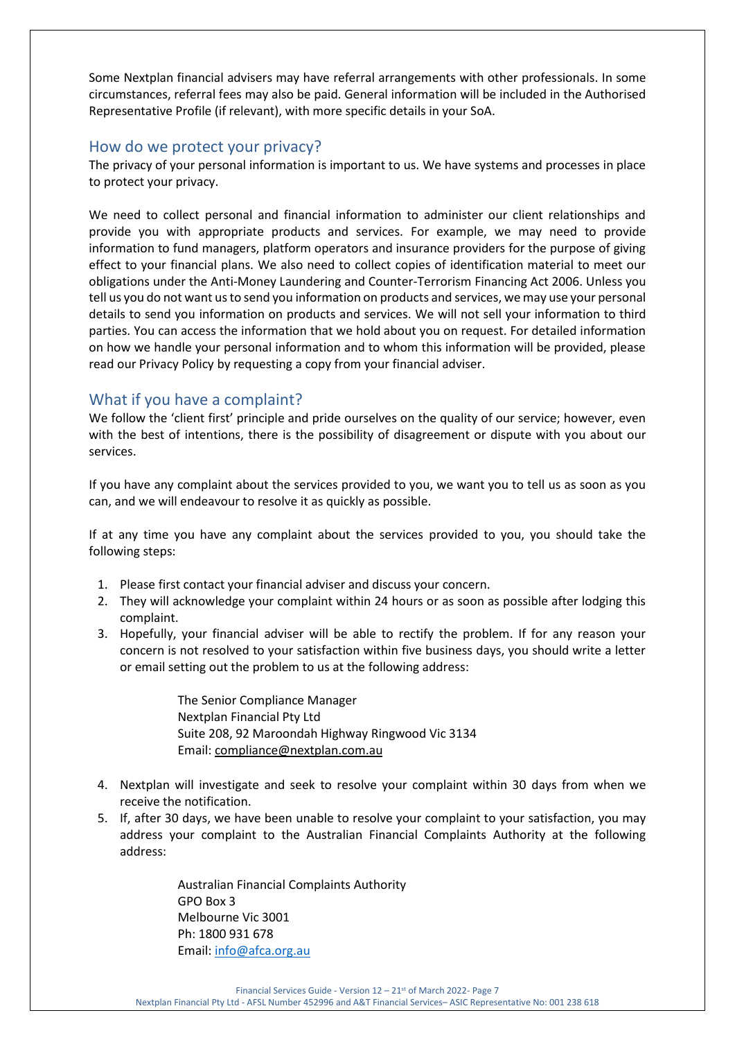Some Nextplan financial advisers may have referral arrangements with other professionals. In some circumstances, referral fees may also be paid. General information will be included in the Authorised Representative Profile (if relevant), with more specific details in your SoA.

## How do we protect your privacy?

The privacy of your personal information is important to us. We have systems and processes in place to protect your privacy.

We need to collect personal and financial information to administer our client relationships and provide you with appropriate products and services. For example, we may need to provide information to fund managers, platform operators and insurance providers for the purpose of giving effect to your financial plans. We also need to collect copies of identification material to meet our obligations under the Anti-Money Laundering and Counter-Terrorism Financing Act 2006. Unless you tell us you do not want us to send you information on products and services, we may use your personal details to send you information on products and services. We will not sell your information to third parties. You can access the information that we hold about you on request. For detailed information on how we handle your personal information and to whom this information will be provided, please read our Privacy Policy by requesting a copy from your financial adviser.

## What if you have a complaint?

We follow the 'client first' principle and pride ourselves on the quality of our service; however, even with the best of intentions, there is the possibility of disagreement or dispute with you about our services.

If you have any complaint about the services provided to you, we want you to tell us as soon as you can, and we will endeavour to resolve it as quickly as possible.

If at any time you have any complaint about the services provided to you, you should take the following steps:

1. Please first contact your financial adviser and discuss your concern.
2. They will acknowledge your complaint within 24 hours or as soon as possible after lodging this complaint.
3. Hopefully, your financial adviser will be able to rectify the problem. If for any reason your concern is not resolved to your satisfaction within five business days, you should write a letter or email setting out the problem to us at the following address:

   The Senior Compliance Manager
   Nextplan Financial Pty Ltd
   Suite 208, 92 Maroondah Highway Ringwood Vic 3134
   Email: compliance@nextplan.com.au

4. Nextplan will investigate and seek to resolve your complaint within 30 days from when we receive the notification.
5. If, after 30 days, we have been unable to resolve your complaint to your satisfaction, you may address your complaint to the Australian Financial Complaints Authority at the following address:

   Australian Financial Complaints Authority
   GPO Box 3
   Melbourne Vic 3001
   Ph: 1800 931 678
   Email: info@afca.org.au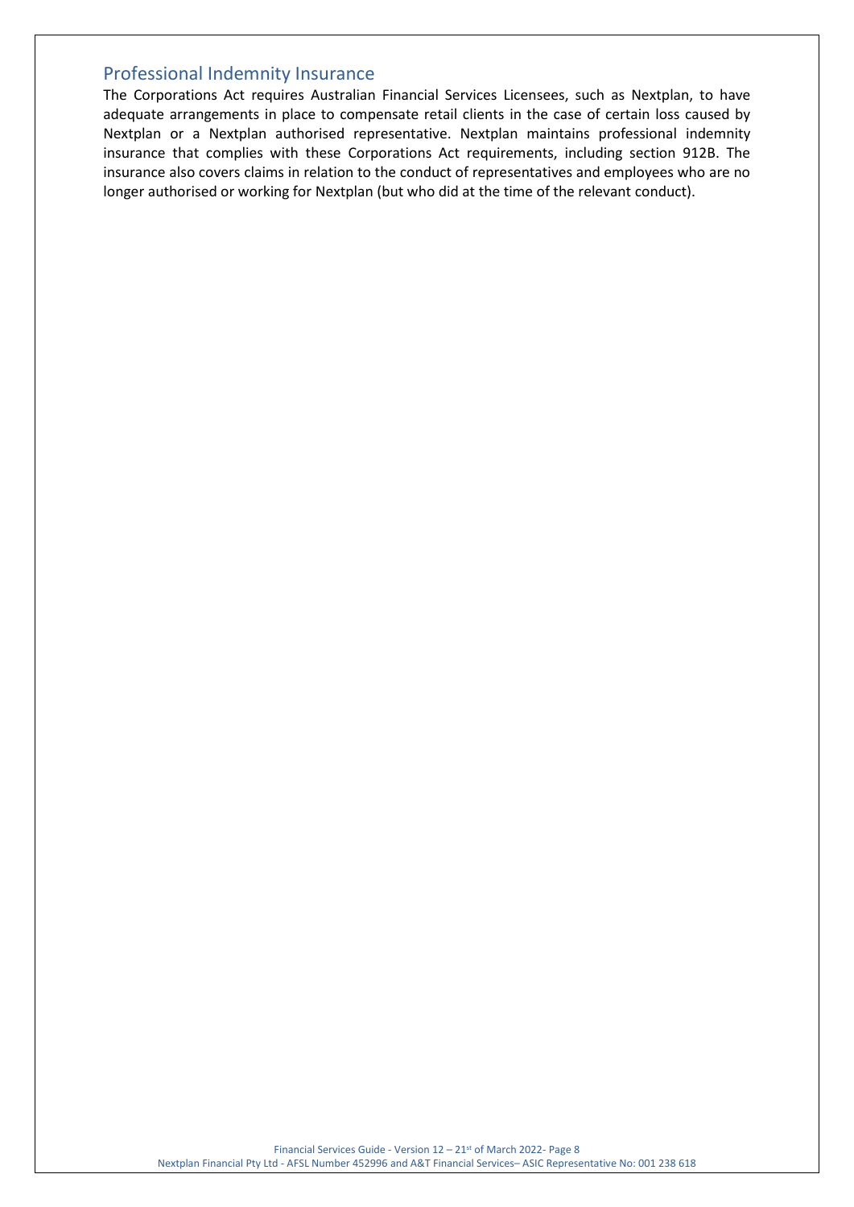## Professional Indemnity Insurance

The Corporations Act requires Australian Financial Services Licensees, such as Nextplan, to have adequate arrangements in place to compensate retail clients in the case of certain loss caused by Nextplan or a Nextplan authorised representative. Nextplan maintains professional indemnity insurance that complies with these Corporations Act requirements, including section 912B. The insurance also covers claims in relation to the conduct of representatives and employees who are no longer authorised or working for Nextplan (but who did at the time of the relevant conduct).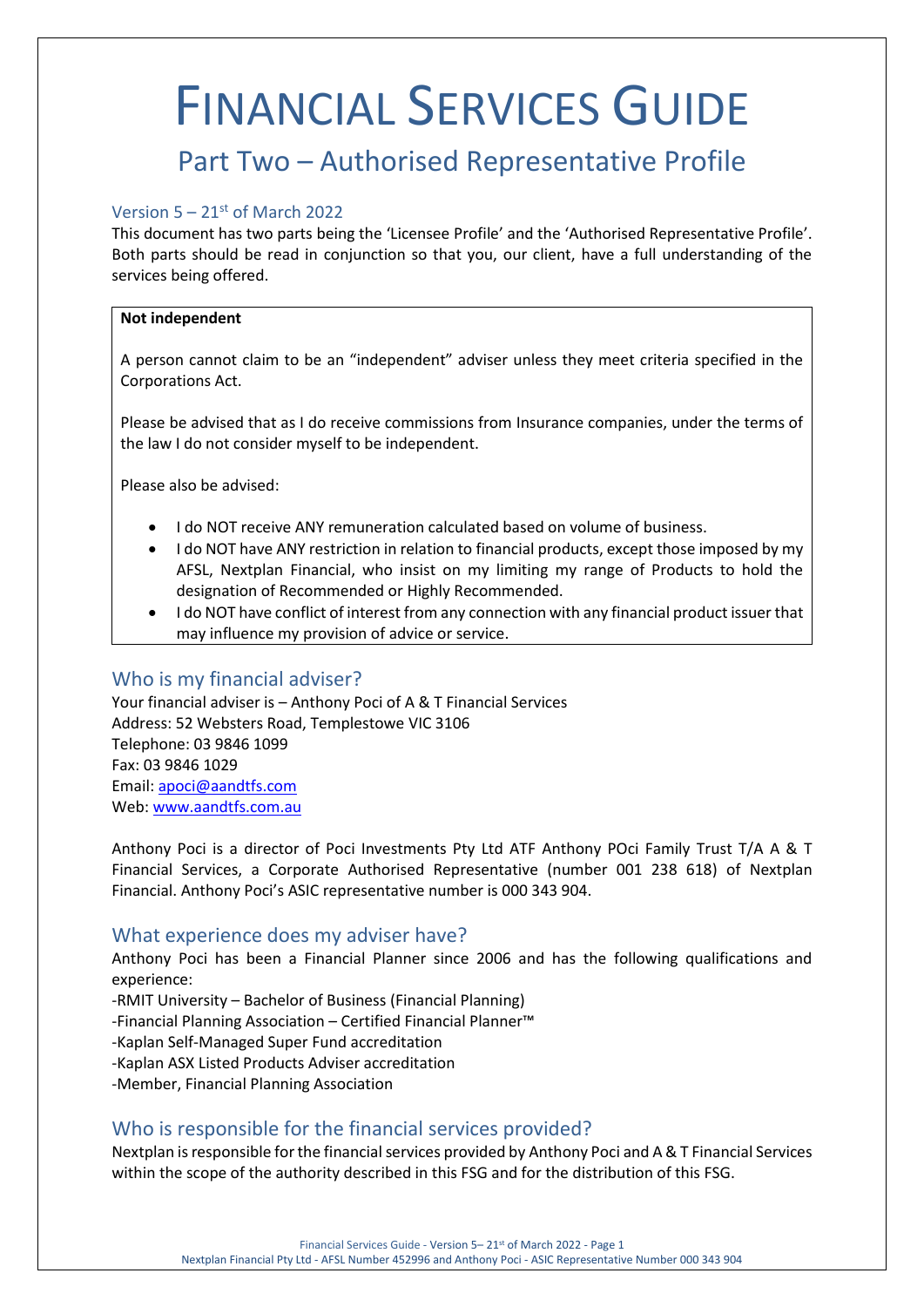# FINANCIAL SERVICES GUIDE

## Part Two – Authorised Representative Profile

### Version 5 – 21st of March 2022

This document has two parts being the 'Licensee Profile' and the 'Authorised Representative Profile'. Both parts should be read in conjunction so that you, our client, have a full understanding of the services being offered.

> **Not independent**
>
> A person cannot claim to be an "independent" adviser unless they meet criteria specified in the Corporations Act.
>
> Please be advised that as I do receive commissions from Insurance companies, under the terms of the law I do not consider myself to be independent.
>
> Please also be advised:
>
> - I do NOT receive ANY remuneration calculated based on volume of business.
> - I do NOT have ANY restriction in relation to financial products, except those imposed by my AFSL, Nextplan Financial, who insist on my limiting my range of Products to hold the designation of Recommended or Highly Recommended.
> - I do NOT have conflict of interest from any connection with any financial product issuer that may influence my provision of advice or service.

## Who is my financial adviser?

Your financial adviser is – Anthony Poci of A & T Financial Services
Address: 52 Websters Road, Templestowe VIC 3106
Telephone: 03 9846 1099
Fax: 03 9846 1029
Email: apoci@aandtfs.com
Web: www.aandtfs.com.au

Anthony Poci is a director of Poci Investments Pty Ltd ATF Anthony POci Family Trust T/A A & T Financial Services, a Corporate Authorised Representative (number 001 238 618) of Nextplan Financial. Anthony Poci's ASIC representative number is 000 343 904.

## What experience does my adviser have?

Anthony Poci has been a Financial Planner since 2006 and has the following qualifications and experience:

-RMIT University – Bachelor of Business (Financial Planning)
-Financial Planning Association – Certified Financial Planner™
-Kaplan Self-Managed Super Fund accreditation
-Kaplan ASX Listed Products Adviser accreditation
-Member, Financial Planning Association

## Who is responsible for the financial services provided?

Nextplan is responsible for the financial services provided by Anthony Poci and A & T Financial Services within the scope of the authority described in this FSG and for the distribution of this FSG.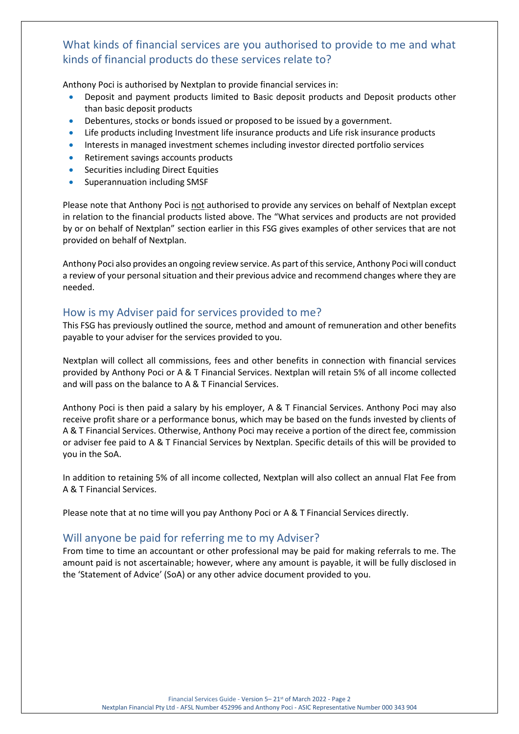## What kinds of financial services are you authorised to provide to me and what kinds of financial products do these services relate to?

Anthony Poci is authorised by Nextplan to provide financial services in:

- Deposit and payment products limited to Basic deposit products and Deposit products other than basic deposit products
- Debentures, stocks or bonds issued or proposed to be issued by a government.
- Life products including Investment life insurance products and Life risk insurance products
- Interests in managed investment schemes including investor directed portfolio services
- Retirement savings accounts products
- Securities including Direct Equities
- Superannuation including SMSF

Please note that Anthony Poci is <u>not</u> authorised to provide any services on behalf of Nextplan except in relation to the financial products listed above. The "What services and products are not provided by or on behalf of Nextplan" section earlier in this FSG gives examples of other services that are not provided on behalf of Nextplan.

Anthony Poci also provides an ongoing review service. As part of this service, Anthony Poci will conduct a review of your personal situation and their previous advice and recommend changes where they are needed.

## How is my Adviser paid for services provided to me?

This FSG has previously outlined the source, method and amount of remuneration and other benefits payable to your adviser for the services provided to you.

Nextplan will collect all commissions, fees and other benefits in connection with financial services provided by Anthony Poci or A & T Financial Services. Nextplan will retain 5% of all income collected and will pass on the balance to A & T Financial Services.

Anthony Poci is then paid a salary by his employer, A & T Financial Services. Anthony Poci may also receive profit share or a performance bonus, which may be based on the funds invested by clients of A & T Financial Services. Otherwise, Anthony Poci may receive a portion of the direct fee, commission or adviser fee paid to A & T Financial Services by Nextplan. Specific details of this will be provided to you in the SoA.

In addition to retaining 5% of all income collected, Nextplan will also collect an annual Flat Fee from A & T Financial Services.

Please note that at no time will you pay Anthony Poci or A & T Financial Services directly.

## Will anyone be paid for referring me to my Adviser?

From time to time an accountant or other professional may be paid for making referrals to me. The amount paid is not ascertainable; however, where any amount is payable, it will be fully disclosed in the 'Statement of Advice' (SoA) or any other advice document provided to you.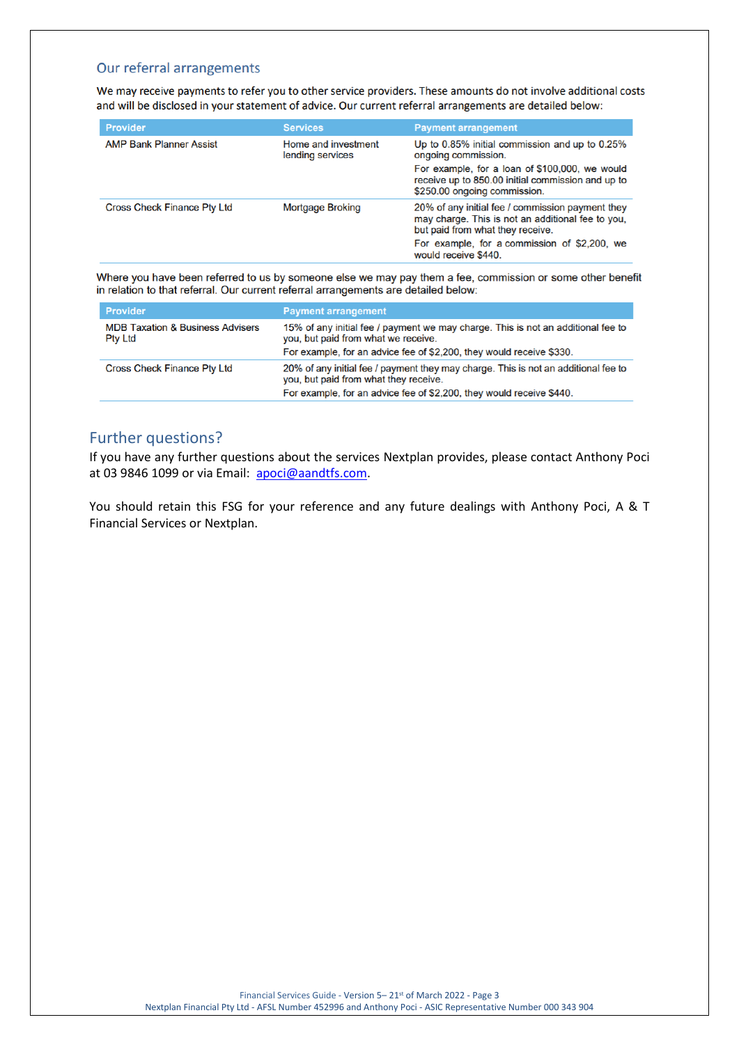## Our referral arrangements

We may receive payments to refer you to other service providers. These amounts do not involve additional costs and will be disclosed in your statement of advice. Our current referral arrangements are detailed below:

| Provider | Services | Payment arrangement |
| --- | --- | --- |
| AMP Bank Planner Assist | Home and investment lending services | Up to 0.85% initial commission and up to 0.25% ongoing commission.<br>For example, for a loan of $100,000, we would receive up to 850.00 initial commission and up to $250.00 ongoing commission. |
| Cross Check Finance Pty Ltd | Mortgage Broking | 20% of any initial fee / commission payment they may charge. This is not an additional fee to you, but paid from what they receive.<br>For example, for a commission of $2,200, we would receive $440. |

Where you have been referred to us by someone else we may pay them a fee, commission or some other benefit in relation to that referral. Our current referral arrangements are detailed below:

| Provider | Payment arrangement |
| --- | --- |
| MDB Taxation & Business Advisers Pty Ltd | 15% of any initial fee / payment we may charge. This is not an additional fee to you, but paid from what we receive.<br>For example, for an advice fee of $2,200, they would receive $330. |
| Cross Check Finance Pty Ltd | 20% of any initial fee / payment they may charge. This is not an additional fee to you, but paid from what they receive.<br>For example, for an advice fee of $2,200, they would receive $440. |

## Further questions?

If you have any further questions about the services Nextplan provides, please contact Anthony Poci at 03 9846 1099 or via Email: [apoci@aandtfs.com](mailto:apoci@aandtfs.com).

You should retain this FSG for your reference and any future dealings with Anthony Poci, A & T Financial Services or Nextplan.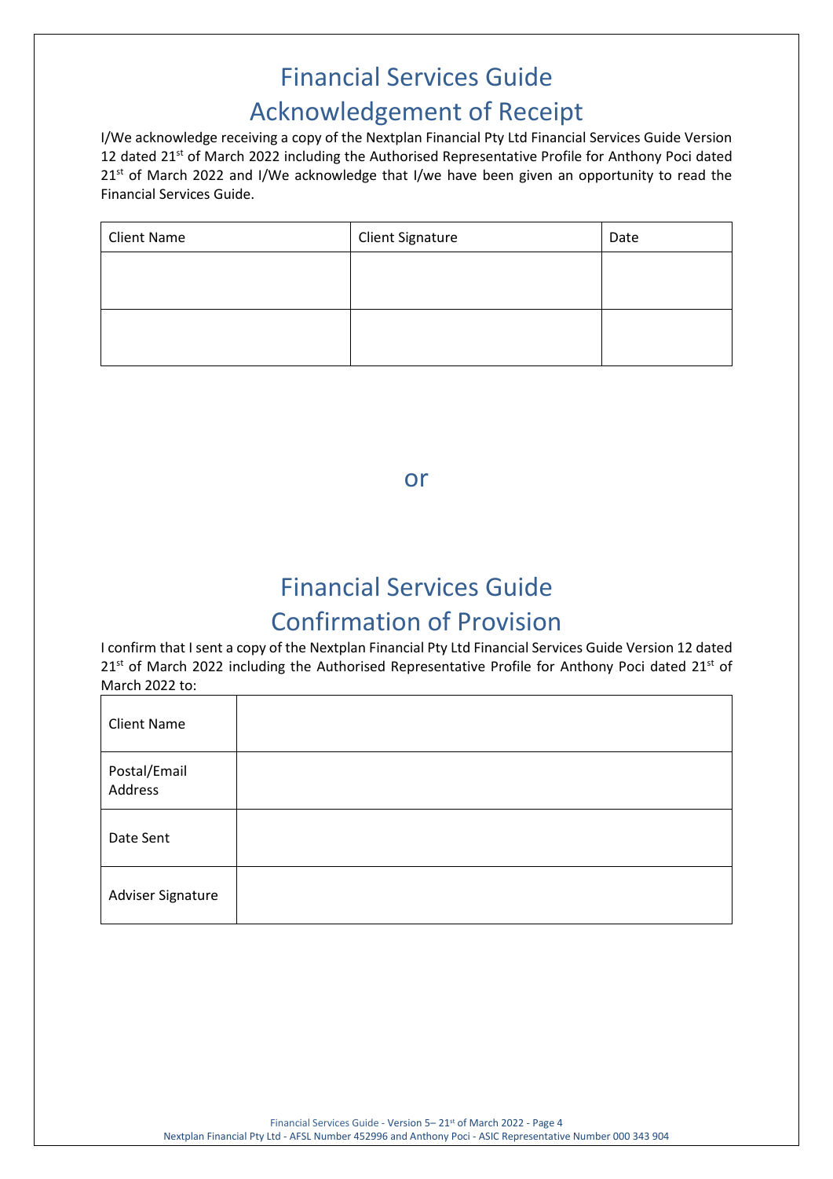# Financial Services Guide
## Acknowledgement of Receipt

I/We acknowledge receiving a copy of the Nextplan Financial Pty Ltd Financial Services Guide Version 12 dated 21st of March 2022 including the Authorised Representative Profile for Anthony Poci dated 21st of March 2022 and I/We acknowledge that I/we have been given an opportunity to read the Financial Services Guide.

| Client Name | Client Signature | Date |
|---|---|---|
| | | |
| | | |

or

# Financial Services Guide
## Confirmation of Provision

I confirm that I sent a copy of the Nextplan Financial Pty Ltd Financial Services Guide Version 12 dated 21st of March 2022 including the Authorised Representative Profile for Anthony Poci dated 21st of March 2022 to:

| | |
|---|---|
| Client Name | |
| Postal/Email Address | |
| Date Sent | |
| Adviser Signature | |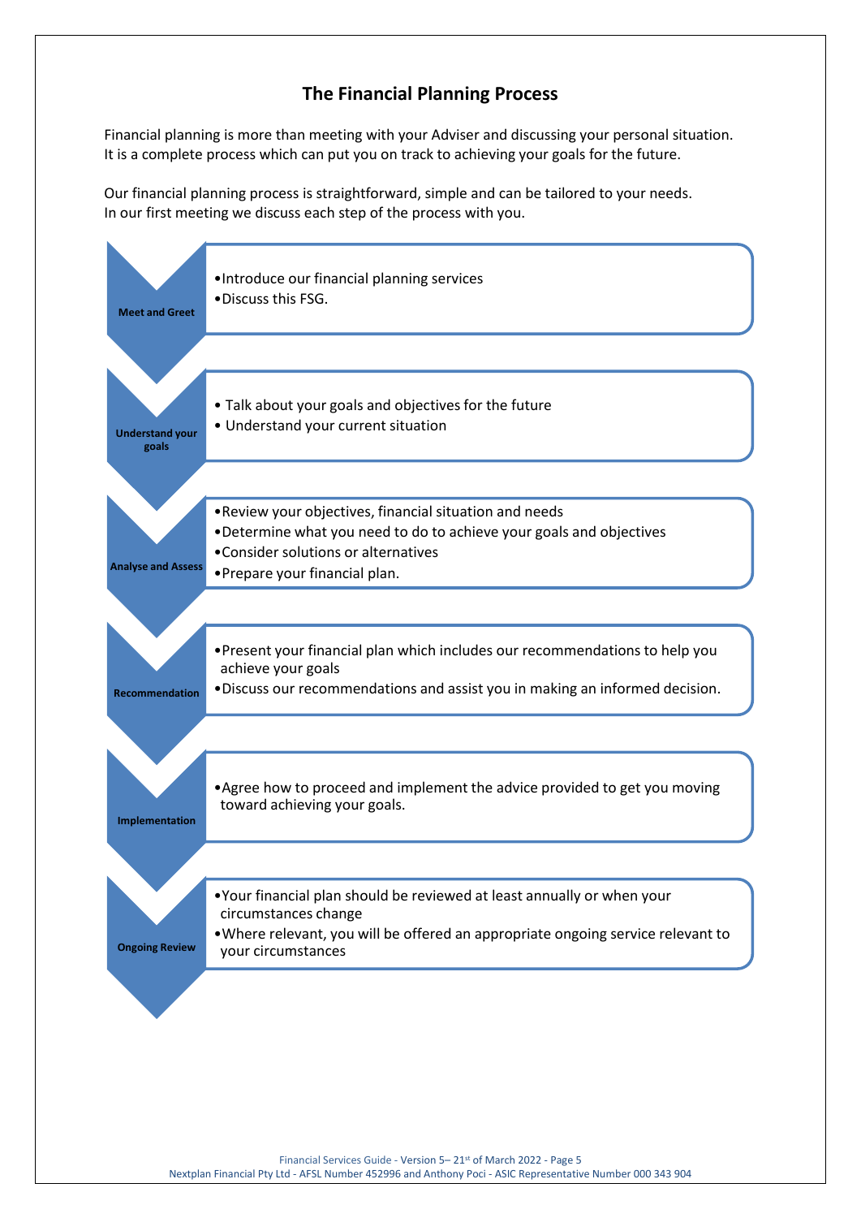# The Financial Planning Process

Financial planning is more than meeting with your Adviser and discussing your personal situation. It is a complete process which can put you on track to achieving your goals for the future.

Our financial planning process is straightforward, simple and can be tailored to your needs. In our first meeting we discuss each step of the process with you.

**Meet and Greet**

- Introduce our financial planning services
- Discuss this FSG.

**Understand your goals**

- Talk about your goals and objectives for the future
- Understand your current situation

**Analyse and Assess**

- Review your objectives, financial situation and needs
- Determine what you need to do to achieve your goals and objectives
- Consider solutions or alternatives
- Prepare your financial plan.

**Recommendation**

- Present your financial plan which includes our recommendations to help you achieve your goals
- Discuss our recommendations and assist you in making an informed decision.

**Implementation**

- Agree how to proceed and implement the advice provided to get you moving toward achieving your goals.

**Ongoing Review**

- Your financial plan should be reviewed at least annually or when your circumstances change
- Where relevant, you will be offered an appropriate ongoing service relevant to your circumstances